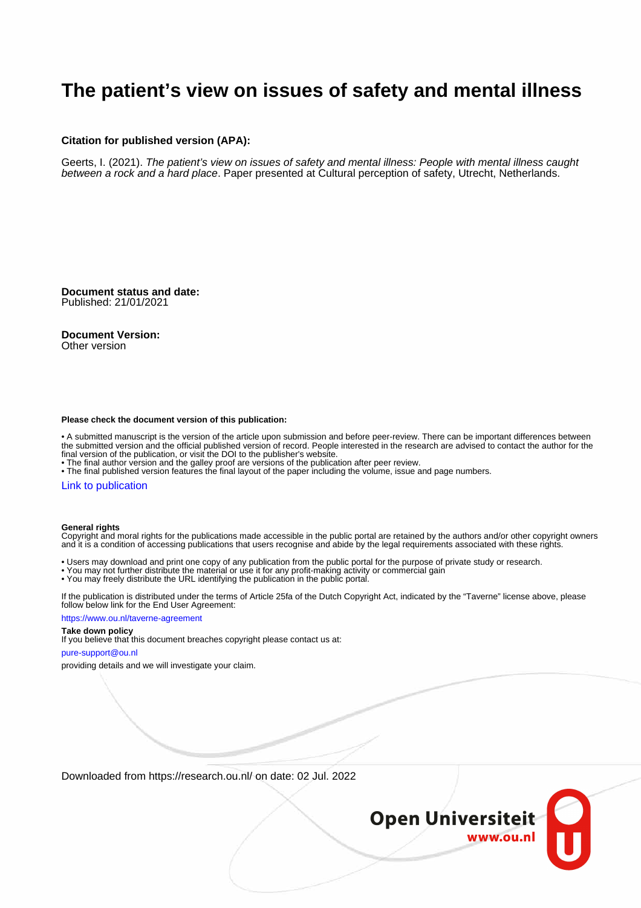# The patient's view on issues of safety and mental illness

**Citation for published version (APA):**

Geerts, I. (2021). *The patient's view on issues of safety and mental illness: People with mental illness caught between a rock and a hard place*. Paper presented at Cultural perception of safety, Utrecht, Netherlands.

**Document status and date:**
Published: 21/01/2021

**Document Version:**
Other version

**Please check the document version of this publication:**

- A submitted manuscript is the version of the article upon submission and before peer-review. There can be important differences between the submitted version and the official published version of record. People interested in the research are advised to contact the author for the final version of the publication, or visit the DOI to the publisher's website.
- The final author version and the galley proof are versions of the publication after peer review.
- The final published version features the final layout of the paper including the volume, issue and page numbers.

Link to publication

**General rights**
Copyright and moral rights for the publications made accessible in the public portal are retained by the authors and/or other copyright owners and it is a condition of accessing publications that users recognise and abide by the legal requirements associated with these rights.

- Users may download and print one copy of any publication from the public portal for the purpose of private study or research.
- You may not further distribute the material or use it for any profit-making activity or commercial gain
- You may freely distribute the URL identifying the publication in the public portal.

If the publication is distributed under the terms of Article 25fa of the Dutch Copyright Act, indicated by the "Taverne" license above, please follow below link for the End User Agreement:

https://www.ou.nl/taverne-agreement

**Take down policy**
If you believe that this document breaches copyright please contact us at:

pure-support@ou.nl

providing details and we will investigate your claim.

Downloaded from https://research.ou.nl/ on date: 02 Jul. 2022

Open Universiteit
www.ou.nl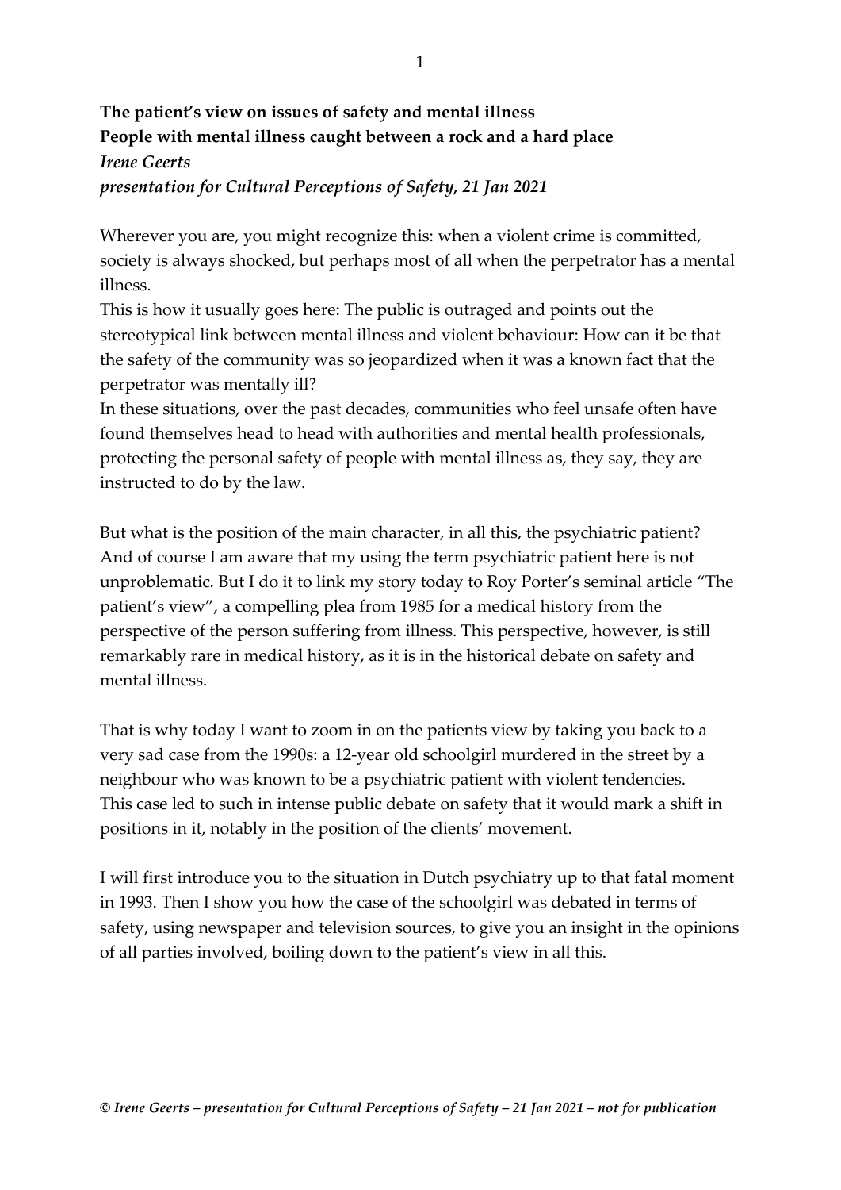**The patient's view on issues of safety and mental illness**
**People with mental illness caught between a rock and a hard place**
***Irene Geerts***
***presentation for Cultural Perceptions of Safety, 21 Jan 2021***

Wherever you are, you might recognize this: when a violent crime is committed, society is always shocked, but perhaps most of all when the perpetrator has a mental illness.
This is how it usually goes here: The public is outraged and points out the stereotypical link between mental illness and violent behaviour: How can it be that the safety of the community was so jeopardized when it was a known fact that the perpetrator was mentally ill?
In these situations, over the past decades, communities who feel unsafe often have found themselves head to head with authorities and mental health professionals, protecting the personal safety of people with mental illness as, they say, they are instructed to do by the law.

But what is the position of the main character, in all this, the psychiatric patient? And of course I am aware that my using the term psychiatric patient here is not unproblematic. But I do it to link my story today to Roy Porter's seminal article "The patient's view", a compelling plea from 1985 for a medical history from the perspective of the person suffering from illness. This perspective, however, is still remarkably rare in medical history, as it is in the historical debate on safety and mental illness.

That is why today I want to zoom in on the patients view by taking you back to a very sad case from the 1990s: a 12-year old schoolgirl murdered in the street by a neighbour who was known to be a psychiatric patient with violent tendencies. This case led to such in intense public debate on safety that it would mark a shift in positions in it, notably in the position of the clients' movement.

I will first introduce you to the situation in Dutch psychiatry up to that fatal moment in 1993. Then I show you how the case of the schoolgirl was debated in terms of safety, using newspaper and television sources, to give you an insight in the opinions of all parties involved, boiling down to the patient's view in all this.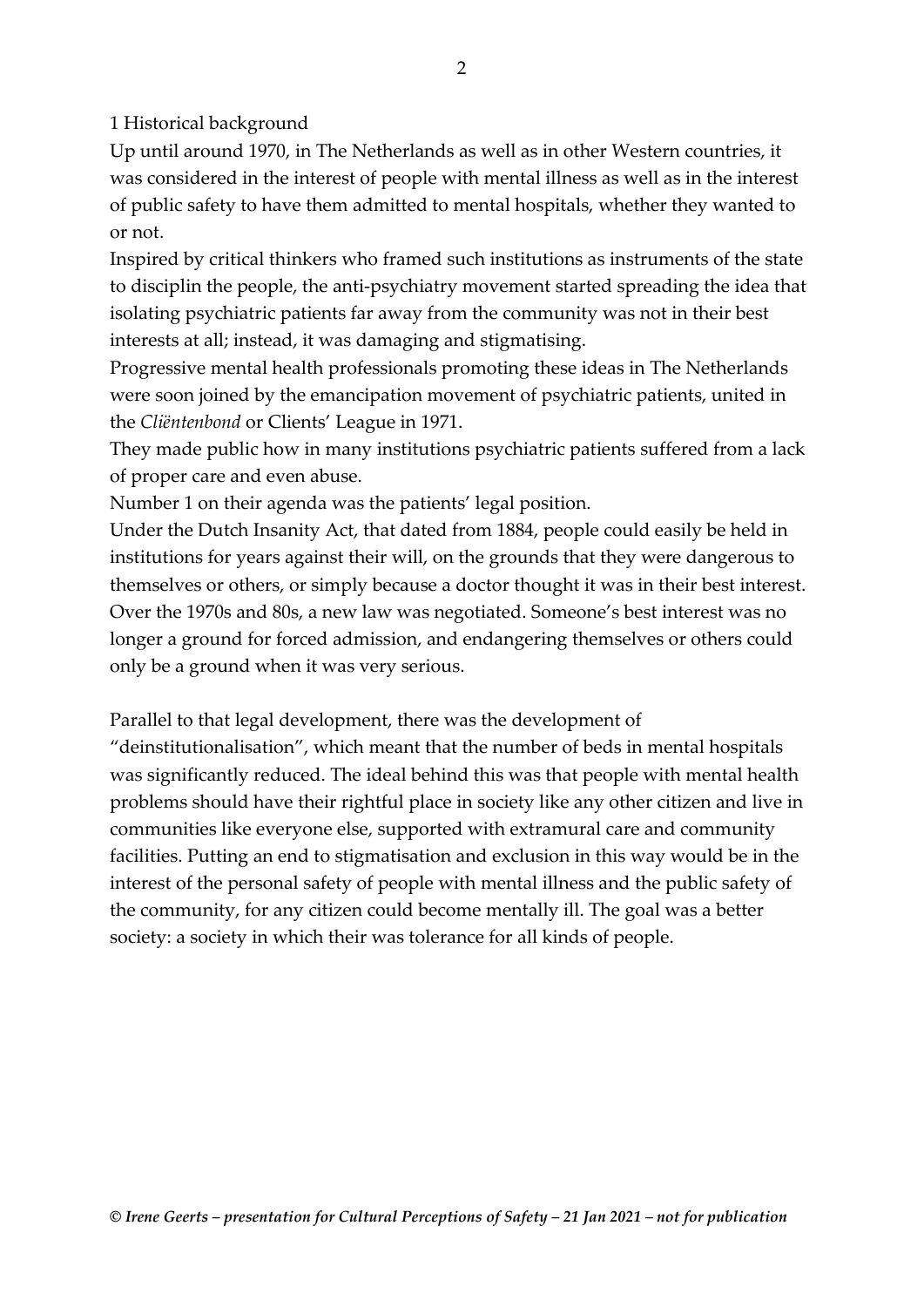## 1 Historical background

Up until around 1970, in The Netherlands as well as in other Western countries, it was considered in the interest of people with mental illness as well as in the interest of public safety to have them admitted to mental hospitals, whether they wanted to or not.

Inspired by critical thinkers who framed such institutions as instruments of the state to disciplin the people, the anti-psychiatry movement started spreading the idea that isolating psychiatric patients far away from the community was not in their best interests at all; instead, it was damaging and stigmatising.

Progressive mental health professionals promoting these ideas in The Netherlands were soon joined by the emancipation movement of psychiatric patients, united in the *Cliëntenbond* or Clients' League in 1971.

They made public how in many institutions psychiatric patients suffered from a lack of proper care and even abuse.

Number 1 on their agenda was the patients' legal position.

Under the Dutch Insanity Act, that dated from 1884, people could easily be held in institutions for years against their will, on the grounds that they were dangerous to themselves or others, or simply because a doctor thought it was in their best interest. Over the 1970s and 80s, a new law was negotiated. Someone's best interest was no longer a ground for forced admission, and endangering themselves or others could only be a ground when it was very serious.

Parallel to that legal development, there was the development of "deinstitutionalisation", which meant that the number of beds in mental hospitals was significantly reduced. The ideal behind this was that people with mental health problems should have their rightful place in society like any other citizen and live in communities like everyone else, supported with extramural care and community facilities. Putting an end to stigmatisation and exclusion in this way would be in the interest of the personal safety of people with mental illness and the public safety of the community, for any citizen could become mentally ill. The goal was a better society: a society in which their was tolerance for all kinds of people.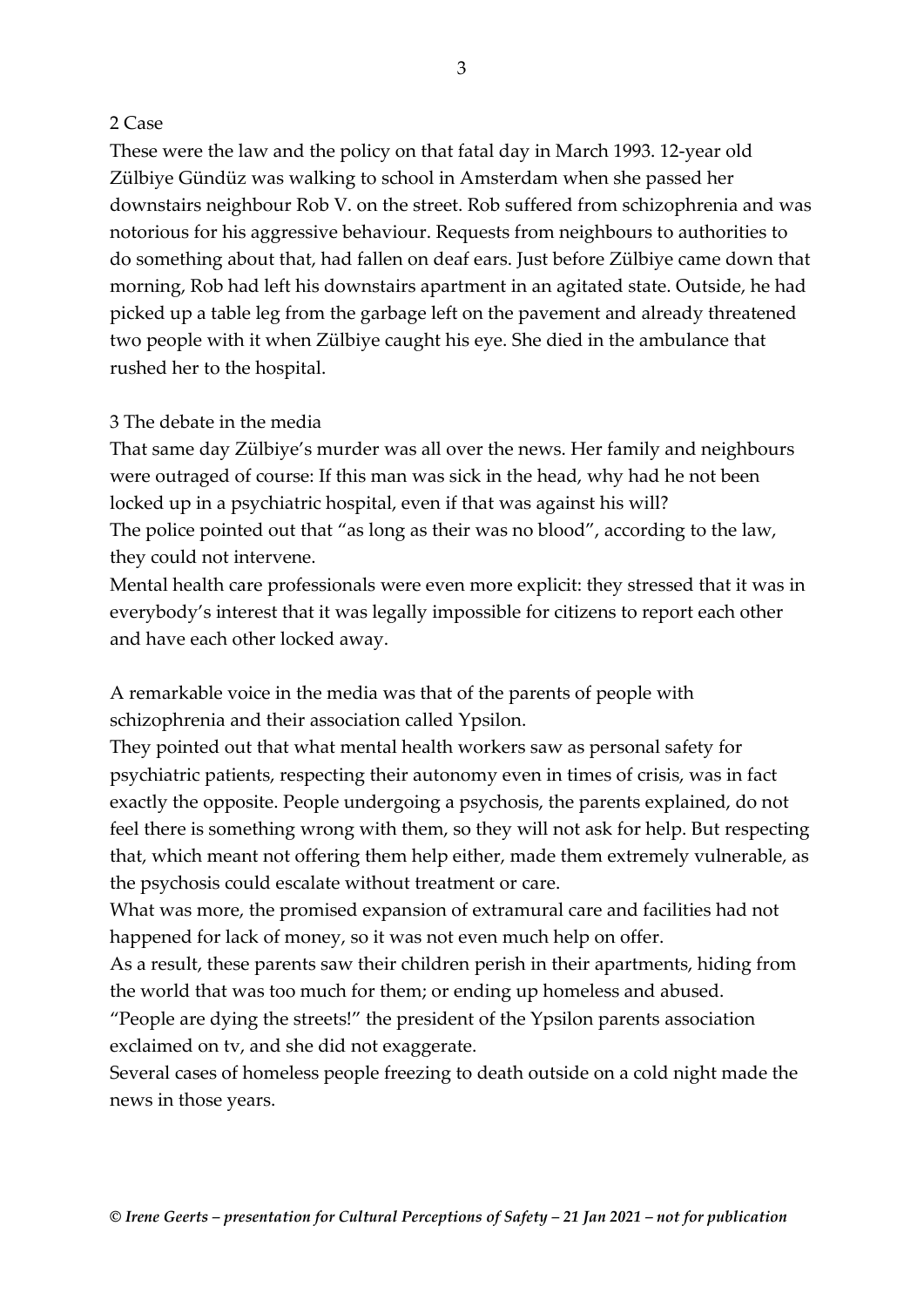## 2 Case

These were the law and the policy on that fatal day in March 1993. 12-year old Zülbiye Gündüz was walking to school in Amsterdam when she passed her downstairs neighbour Rob V. on the street. Rob suffered from schizophrenia and was notorious for his aggressive behaviour. Requests from neighbours to authorities to do something about that, had fallen on deaf ears. Just before Zülbiye came down that morning, Rob had left his downstairs apartment in an agitated state. Outside, he had picked up a table leg from the garbage left on the pavement and already threatened two people with it when Zülbiye caught his eye. She died in the ambulance that rushed her to the hospital.

## 3 The debate in the media

That same day Zülbiye's murder was all over the news. Her family and neighbours were outraged of course: If this man was sick in the head, why had he not been locked up in a psychiatric hospital, even if that was against his will?
The police pointed out that "as long as their was no blood", according to the law, they could not intervene.
Mental health care professionals were even more explicit: they stressed that it was in everybody's interest that it was legally impossible for citizens to report each other and have each other locked away.

A remarkable voice in the media was that of the parents of people with schizophrenia and their association called Ypsilon.
They pointed out that what mental health workers saw as personal safety for psychiatric patients, respecting their autonomy even in times of crisis, was in fact exactly the opposite. People undergoing a psychosis, the parents explained, do not feel there is something wrong with them, so they will not ask for help. But respecting that, which meant not offering them help either, made them extremely vulnerable, as the psychosis could escalate without treatment or care.
What was more, the promised expansion of extramural care and facilities had not happened for lack of money, so it was not even much help on offer.
As a result, these parents saw their children perish in their apartments, hiding from the world that was too much for them; or ending up homeless and abused.
"People are dying the streets!" the president of the Ypsilon parents association exclaimed on tv, and she did not exaggerate.
Several cases of homeless people freezing to death outside on a cold night made the news in those years.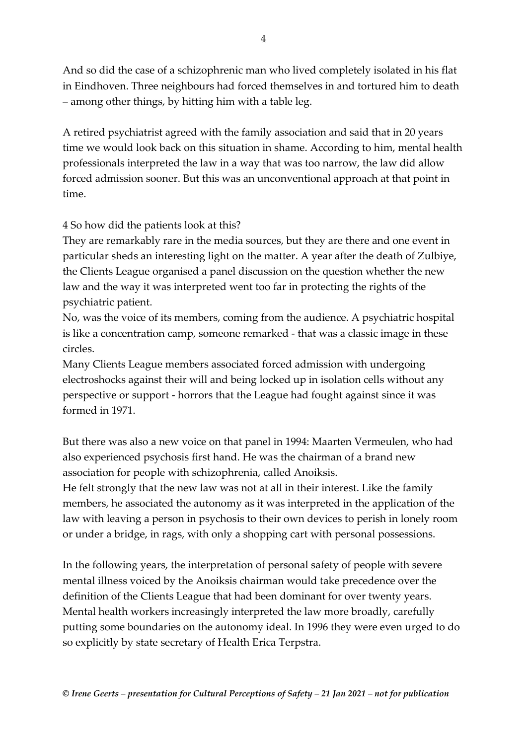And so did the case of a schizophrenic man who lived completely isolated in his flat in Eindhoven. Three neighbours had forced themselves in and tortured him to death – among other things, by hitting him with a table leg.

A retired psychiatrist agreed with the family association and said that in 20 years time we would look back on this situation in shame. According to him, mental health professionals interpreted the law in a way that was too narrow, the law did allow forced admission sooner. But this was an unconventional approach at that point in time.

## 4 So how did the patients look at this?

They are remarkably rare in the media sources, but they are there and one event in particular sheds an interesting light on the matter. A year after the death of Zulbiye, the Clients League organised a panel discussion on the question whether the new law and the way it was interpreted went too far in protecting the rights of the psychiatric patient.

No, was the voice of its members, coming from the audience. A psychiatric hospital is like a concentration camp, someone remarked - that was a classic image in these circles.

Many Clients League members associated forced admission with undergoing electroshocks against their will and being locked up in isolation cells without any perspective or support - horrors that the League had fought against since it was formed in 1971.

But there was also a new voice on that panel in 1994: Maarten Vermeulen, who had also experienced psychosis first hand. He was the chairman of a brand new association for people with schizophrenia, called Anoiksis.

He felt strongly that the new law was not at all in their interest. Like the family members, he associated the autonomy as it was interpreted in the application of the law with leaving a person in psychosis to their own devices to perish in lonely room or under a bridge, in rags, with only a shopping cart with personal possessions.

In the following years, the interpretation of personal safety of people with severe mental illness voiced by the Anoiksis chairman would take precedence over the definition of the Clients League that had been dominant for over twenty years. Mental health workers increasingly interpreted the law more broadly, carefully putting some boundaries on the autonomy ideal. In 1996 they were even urged to do so explicitly by state secretary of Health Erica Terpstra.

*© Irene Geerts – presentation for Cultural Perceptions of Safety – 21 Jan 2021 – not for publication*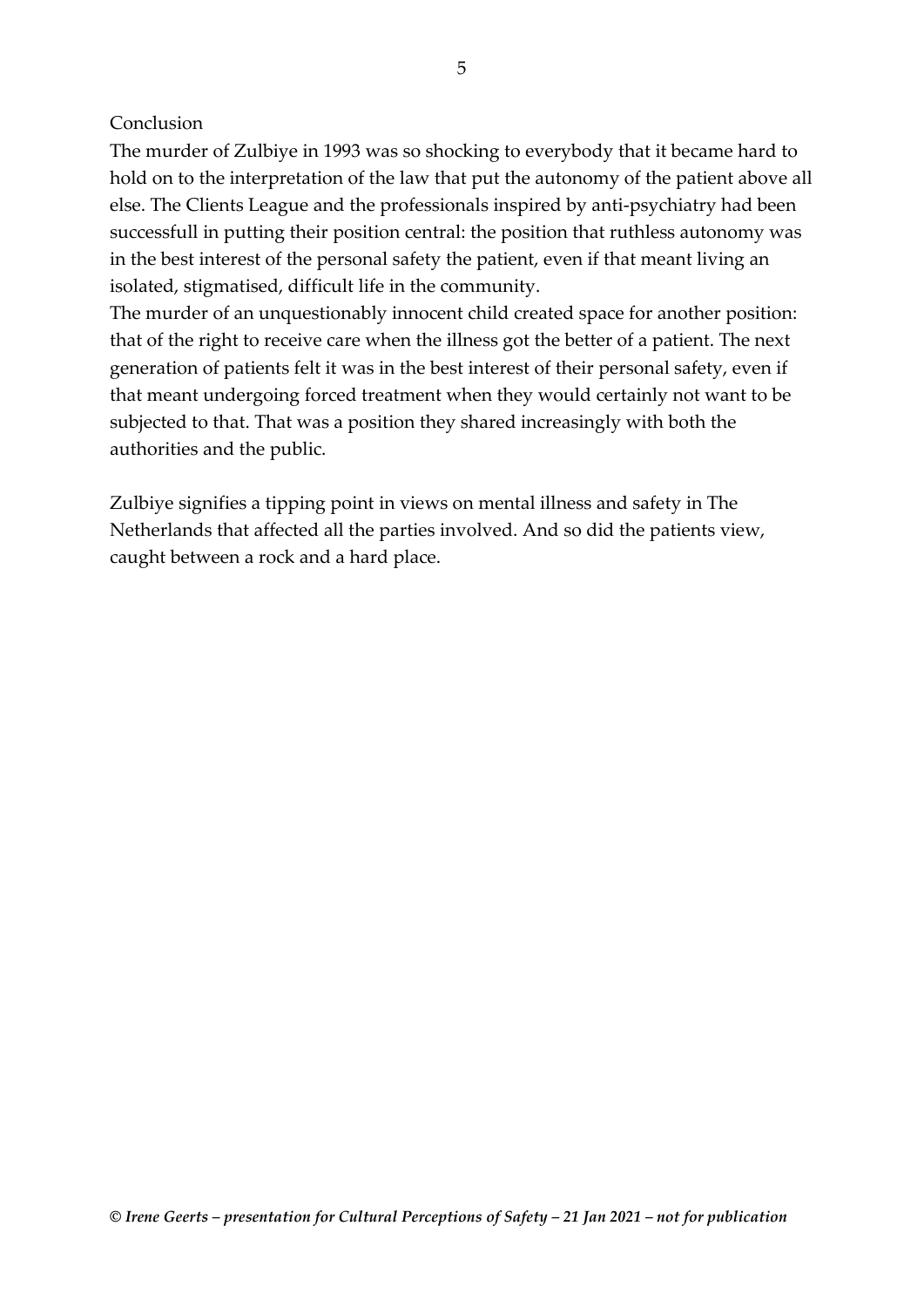## Conclusion

The murder of Zulbiye in 1993 was so shocking to everybody that it became hard to hold on to the interpretation of the law that put the autonomy of the patient above all else. The Clients League and the professionals inspired by anti-psychiatry had been successfull in putting their position central: the position that ruthless autonomy was in the best interest of the personal safety the patient, even if that meant living an isolated, stigmatised, difficult life in the community.

The murder of an unquestionably innocent child created space for another position: that of the right to receive care when the illness got the better of a patient. The next generation of patients felt it was in the best interest of their personal safety, even if that meant undergoing forced treatment when they would certainly not want to be subjected to that. That was a position they shared increasingly with both the authorities and the public.

Zulbiye signifies a tipping point in views on mental illness and safety in The Netherlands that affected all the parties involved. And so did the patients view, caught between a rock and a hard place.